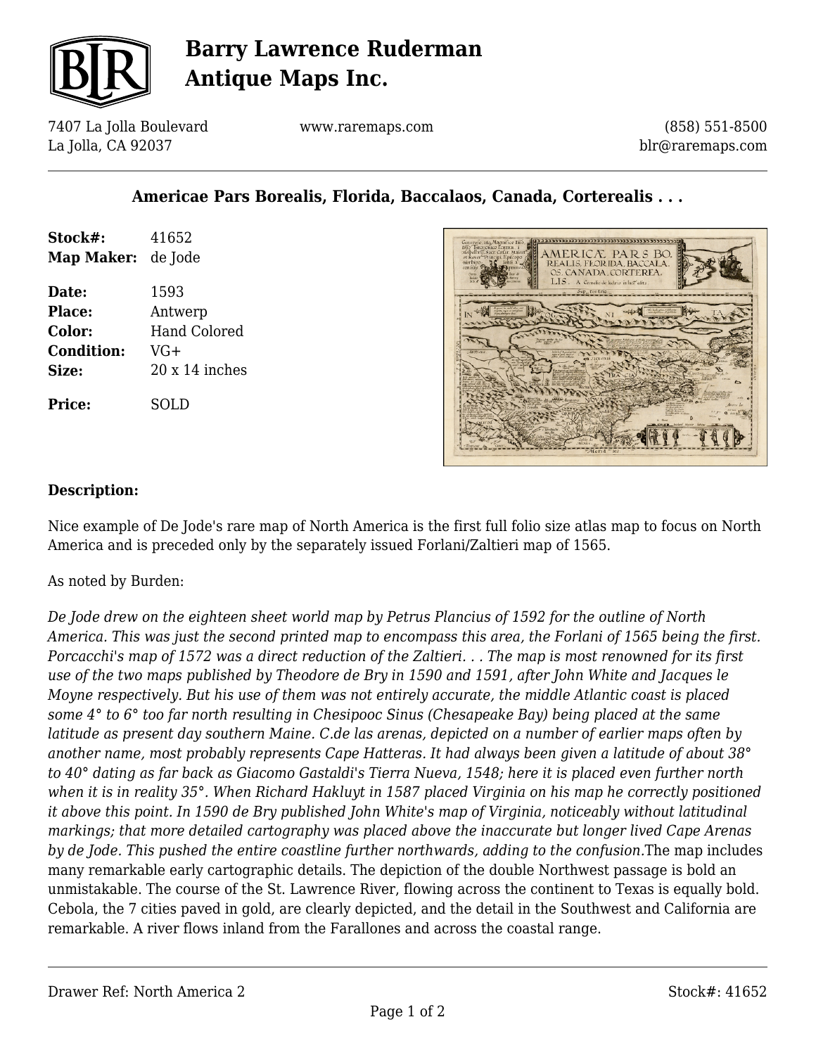# Barry Lawrence Ruderman Antique Maps Inc.

7407 La Jolla Boulevard
La Jolla, CA 92037

www.raremaps.com

(858) 551-8500
blr@raremaps.com

## Americae Pars Borealis, Florida, Baccalaos, Canada, Corterealis . . .

| | |
|---|---|
| **Stock#:** | 41652 |
| **Map Maker:** | de Jode |
| **Date:** | 1593 |
| **Place:** | Antwerp |
| **Color:** | Hand Colored |
| **Condition:** | VG+ |
| **Size:** | 20 x 14 inches |
| **Price:** | SOLD |

### Description:

Nice example of De Jode's rare map of North America is the first full folio size atlas map to focus on North America and is preceded only by the separately issued Forlani/Zaltieri map of 1565.

As noted by Burden:

*De Jode drew on the eighteen sheet world map by Petrus Plancius of 1592 for the outline of North America. This was just the second printed map to encompass this area, the Forlani of 1565 being the first. Porcacchi's map of 1572 was a direct reduction of the Zaltieri. . . The map is most renowned for its first use of the two maps published by Theodore de Bry in 1590 and 1591, after John White and Jacques le Moyne respectively. But his use of them was not entirely accurate, the middle Atlantic coast is placed some 4° to 6° too far north resulting in Chesipooc Sinus (Chesapeake Bay) being placed at the same latitude as present day southern Maine. C.de las arenas, depicted on a number of earlier maps often by another name, most probably represents Cape Hatteras. It had always been given a latitude of about 38° to 40° dating as far back as Giacomo Gastaldi's Tierra Nueva, 1548; here it is placed even further north when it is in reality 35°. When Richard Hakluyt in 1587 placed Virginia on his map he correctly positioned it above this point. In 1590 de Bry published John White's map of Virginia, noticeably without latitudinal markings; that more detailed cartography was placed above the inaccurate but longer lived Cape Arenas by de Jode. This pushed the entire coastline further northwards, adding to the confusion.*The map includes many remarkable early cartographic details. The depiction of the double Northwest passage is bold an unmistakable. The course of the St. Lawrence River, flowing across the continent to Texas is equally bold. Cebola, the 7 cities paved in gold, are clearly depicted, and the detail in the Southwest and California are remarkable. A river flows inland from the Farallones and across the coastal range.

Drawer Ref: North America 2

Stock#: 41652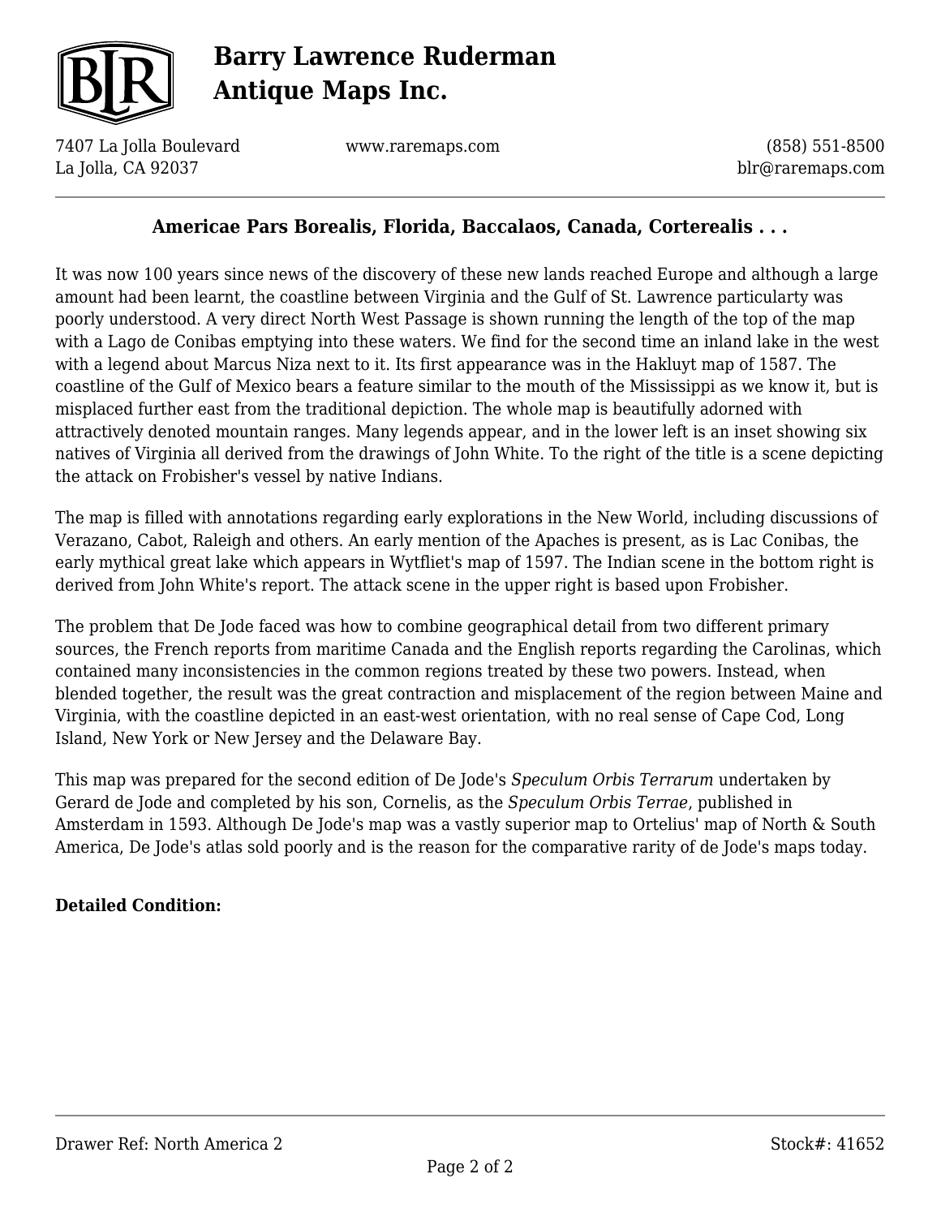## Americae Pars Borealis, Florida, Baccalaos, Canada, Corterealis . . .

It was now 100 years since news of the discovery of these new lands reached Europe and although a large amount had been learnt, the coastline between Virginia and the Gulf of St. Lawrence particularty was poorly understood. A very direct North West Passage is shown running the length of the top of the map with a Lago de Conibas emptying into these waters. We find for the second time an inland lake in the west with a legend about Marcus Niza next to it. Its first appearance was in the Hakluyt map of 1587. The coastline of the Gulf of Mexico bears a feature similar to the mouth of the Mississippi as we know it, but is misplaced further east from the traditional depiction. The whole map is beautifully adorned with attractively denoted mountain ranges. Many legends appear, and in the lower left is an inset showing six natives of Virginia all derived from the drawings of John White. To the right of the title is a scene depicting the attack on Frobisher's vessel by native Indians.

The map is filled with annotations regarding early explorations in the New World, including discussions of Verazano, Cabot, Raleigh and others. An early mention of the Apaches is present, as is Lac Conibas, the early mythical great lake which appears in Wytfliet's map of 1597. The Indian scene in the bottom right is derived from John White's report. The attack scene in the upper right is based upon Frobisher.

The problem that De Jode faced was how to combine geographical detail from two different primary sources, the French reports from maritime Canada and the English reports regarding the Carolinas, which contained many inconsistencies in the common regions treated by these two powers. Instead, when blended together, the result was the great contraction and misplacement of the region between Maine and Virginia, with the coastline depicted in an east-west orientation, with no real sense of Cape Cod, Long Island, New York or New Jersey and the Delaware Bay.

This map was prepared for the second edition of De Jode's *Speculum Orbis Terrarum* undertaken by Gerard de Jode and completed by his son, Cornelis, as the *Speculum Orbis Terrae*, published in Amsterdam in 1593. Although De Jode's map was a vastly superior map to Ortelius' map of North & South America, De Jode's atlas sold poorly and is the reason for the comparative rarity of de Jode's maps today.

**Detailed Condition:**